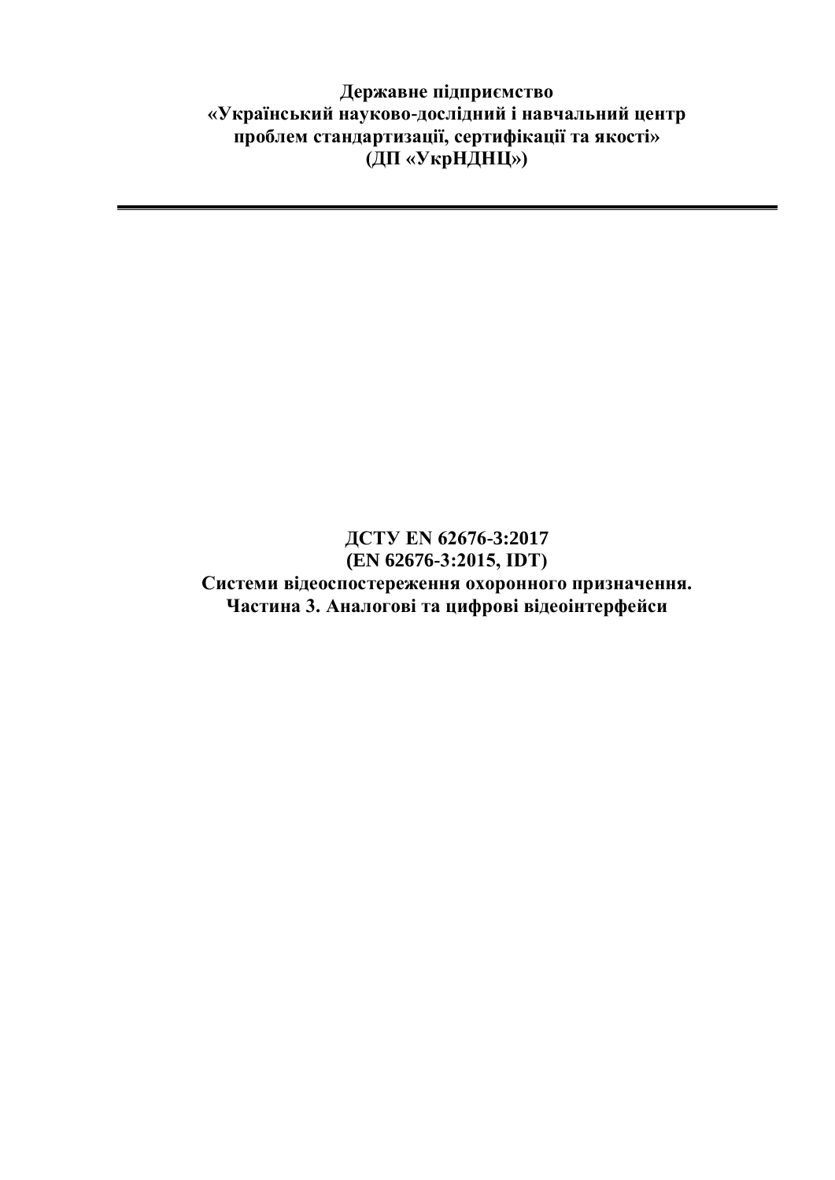**Державне підприємство**
**«Український науково-дослідний і навчальний центр**
**проблем стандартизації, сертифікації та якості»**
**(ДП «УкрНДНЦ»)**

---

# ДСТУ EN 62676-3:2017
# (EN 62676-3:2015, IDT)
# Системи відеоспостереження охоронного призначення. Частина 3. Аналогові та цифрові відеоінтерфейси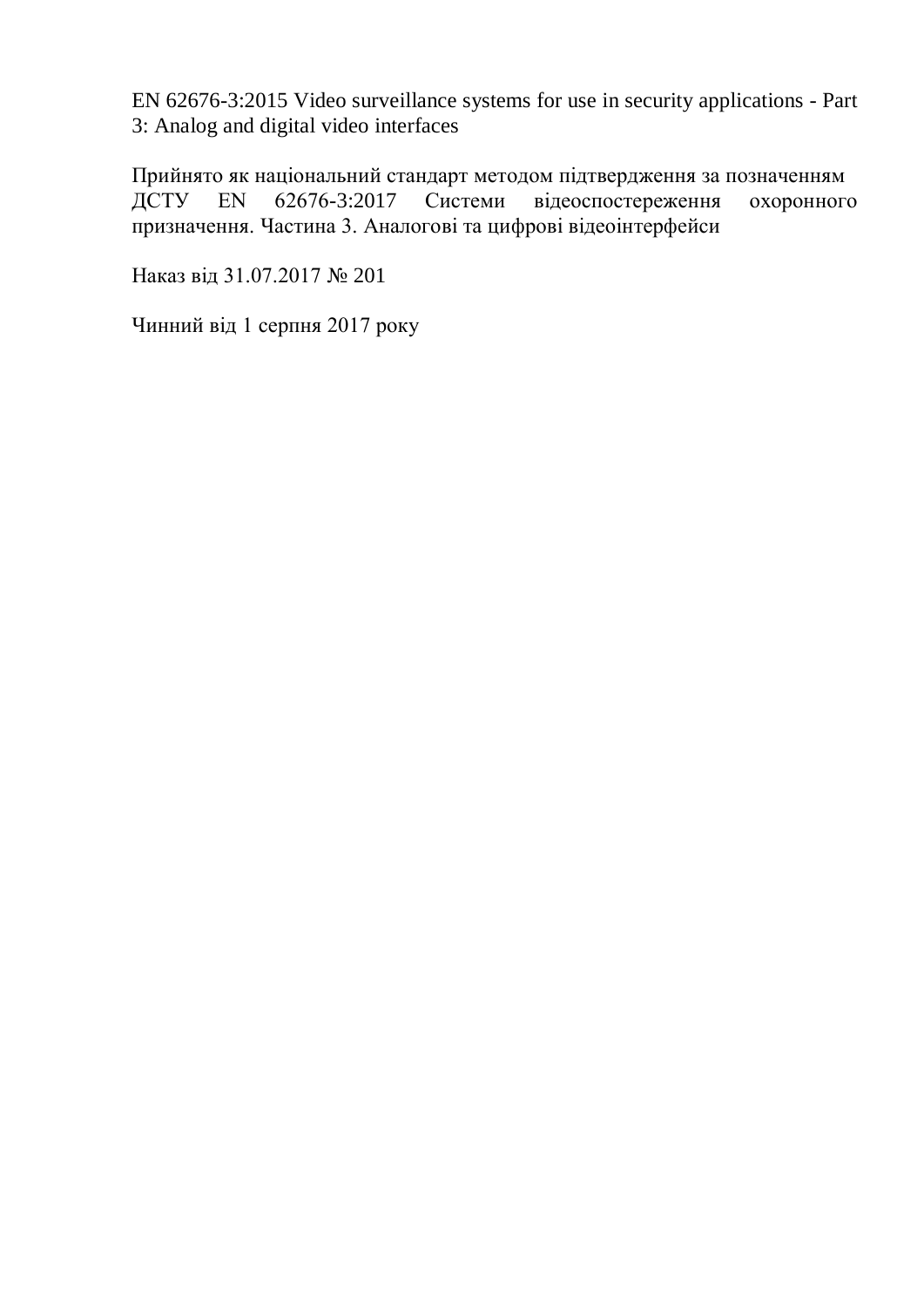EN 62676-3:2015 Video surveillance systems for use in security applications - Part 3: Analog and digital video interfaces

Прийнято як національний стандарт методом підтвердження за позначенням ДСТУ EN 62676-3:2017 Системи відеоспостереження охоронного призначення. Частина 3. Аналогові та цифрові відеоінтерфейси

Наказ від 31.07.2017 № 201

Чинний від 1 серпня 2017 року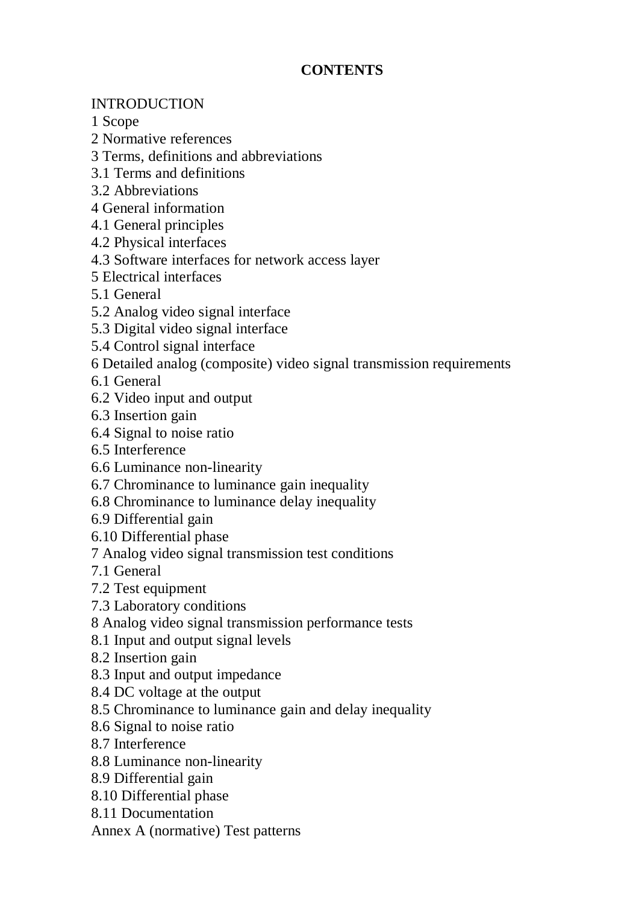**CONTENTS**

INTRODUCTION
1 Scope
2 Normative references
3 Terms, definitions and abbreviations
3.1 Terms and definitions
3.2 Abbreviations
4 General information
4.1 General principles
4.2 Physical interfaces
4.3 Software interfaces for network access layer
5 Electrical interfaces
5.1 General
5.2 Analog video signal interface
5.3 Digital video signal interface
5.4 Control signal interface
6 Detailed analog (composite) video signal transmission requirements
6.1 General
6.2 Video input and output
6.3 Insertion gain
6.4 Signal to noise ratio
6.5 Interference
6.6 Luminance non-linearity
6.7 Chrominance to luminance gain inequality
6.8 Chrominance to luminance delay inequality
6.9 Differential gain
6.10 Differential phase
7 Analog video signal transmission test conditions
7.1 General
7.2 Test equipment
7.3 Laboratory conditions
8 Analog video signal transmission performance tests
8.1 Input and output signal levels
8.2 Insertion gain
8.3 Input and output impedance
8.4 DC voltage at the output
8.5 Chrominance to luminance gain and delay inequality
8.6 Signal to noise ratio
8.7 Interference
8.8 Luminance non-linearity
8.9 Differential gain
8.10 Differential phase
8.11 Documentation
Annex A (normative) Test patterns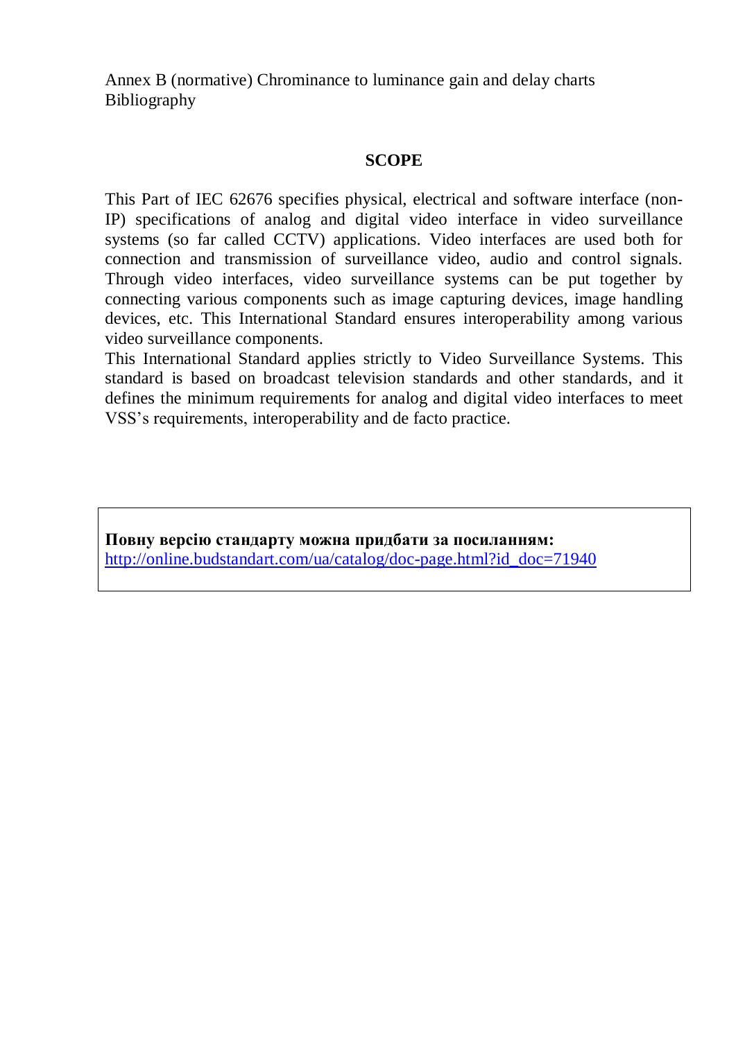Annex B (normative) Chrominance to luminance gain and delay charts
Bibliography

## SCOPE

This Part of IEC 62676 specifies physical, electrical and software interface (non-IP) specifications of analog and digital video interface in video surveillance systems (so far called CCTV) applications. Video interfaces are used both for connection and transmission of surveillance video, audio and control signals. Through video interfaces, video surveillance systems can be put together by connecting various components such as image capturing devices, image handling devices, etc. This International Standard ensures interoperability among various video surveillance components.
This International Standard applies strictly to Video Surveillance Systems. This standard is based on broadcast television standards and other standards, and it defines the minimum requirements for analog and digital video interfaces to meet VSS's requirements, interoperability and de facto practice.

**Повну версію стандарту можна придбати за посиланням:**
[http://online.budstandart.com/ua/catalog/doc-page.html?id_doc=71940](http://online.budstandart.com/ua/catalog/doc-page.html?id_doc=71940)